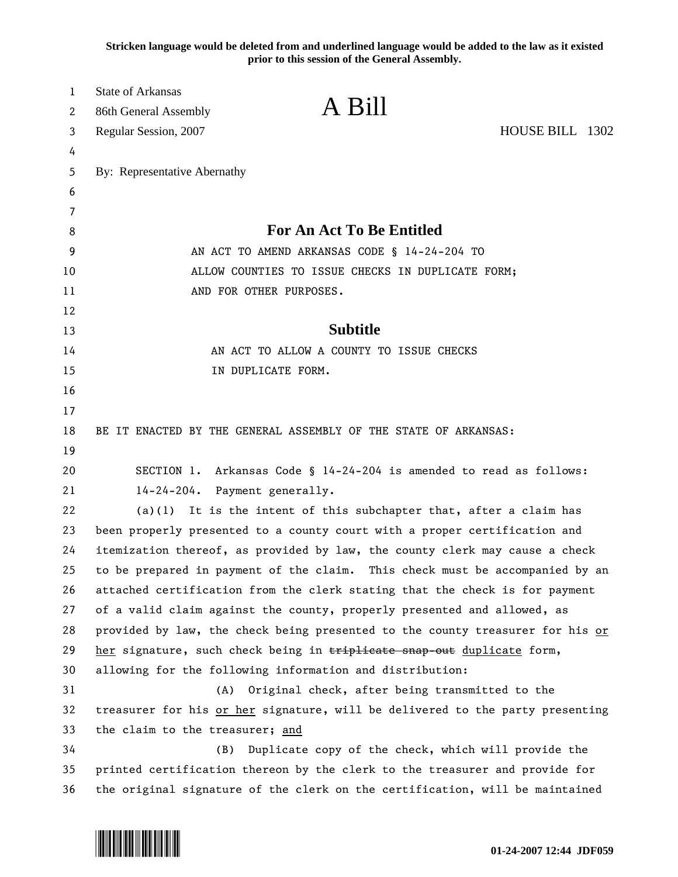Stricken language would be deleted from and underlined language would be added to the law as it existed prior to this session of the General Assembly.

State of Arkansas
86th General Assembly
Regular Session, 2007

# A Bill

HOUSE BILL 1302

By: Representative Abernathy

## For An Act To Be Entitled

AN ACT TO AMEND ARKANSAS CODE § 14-24-204 TO ALLOW COUNTIES TO ISSUE CHECKS IN DUPLICATE FORM; AND FOR OTHER PURPOSES.

## Subtitle

AN ACT TO ALLOW A COUNTY TO ISSUE CHECKS IN DUPLICATE FORM.

BE IT ENACTED BY THE GENERAL ASSEMBLY OF THE STATE OF ARKANSAS:

SECTION 1. Arkansas Code § 14-24-204 is amended to read as follows:

14-24-204. Payment generally.

(a)(1) It is the intent of this subchapter that, after a claim has been properly presented to a county court with a proper certification and itemization thereof, as provided by law, the county clerk may cause a check to be prepared in payment of the claim. This check must be accompanied by an attached certification from the clerk stating that the check is for payment of a valid claim against the county, properly presented and allowed, as provided by law, the check being presented to the county treasurer for his <u>or her</u> signature, such check being in ~~triplicate snap-out~~ <u>duplicate</u> form, allowing for the following information and distribution:

(A) Original check, after being transmitted to the treasurer for his <u>or her</u> signature, will be delivered to the party presenting the claim to the treasurer; <u>and</u>

(B) Duplicate copy of the check, which will provide the printed certification thereon by the clerk to the treasurer and provide for the original signature of the clerk on the certification, will be maintained

01-24-2007 12:44 JDF059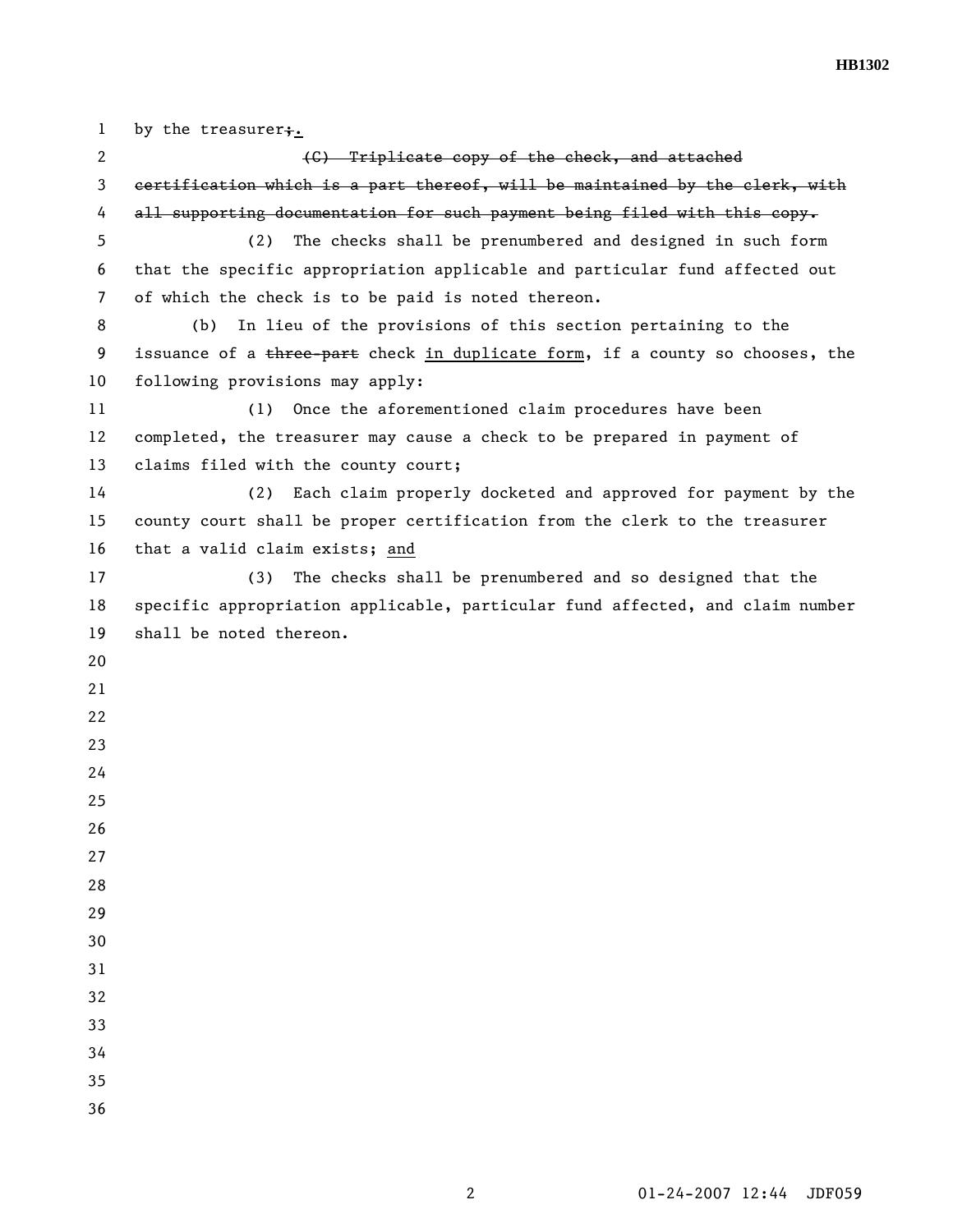by the treasurer~~;~~.

~~(C) Triplicate copy of the check, and attached certification which is a part thereof, will be maintained by the clerk, with all supporting documentation for such payment being filed with this copy.~~

(2) The checks shall be prenumbered and designed in such form that the specific appropriation applicable and particular fund affected out of which the check is to be paid is noted thereon.

(b) In lieu of the provisions of this section pertaining to the issuance of a ~~three-part~~ check in duplicate form, if a county so chooses, the following provisions may apply:

(1) Once the aforementioned claim procedures have been completed, the treasurer may cause a check to be prepared in payment of claims filed with the county court;

(2) Each claim properly docketed and approved for payment by the county court shall be proper certification from the clerk to the treasurer that a valid claim exists; and

(3) The checks shall be prenumbered and so designed that the specific appropriation applicable, particular fund affected, and claim number shall be noted thereon.